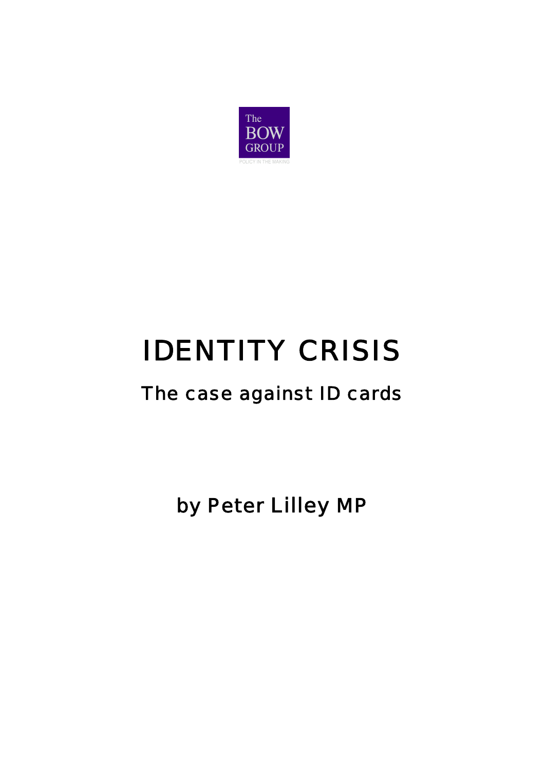The BOW GROUP

POLICY IN THE MAKING

# IDENTITY CRISIS

## The case against ID cards

by Peter Lilley MP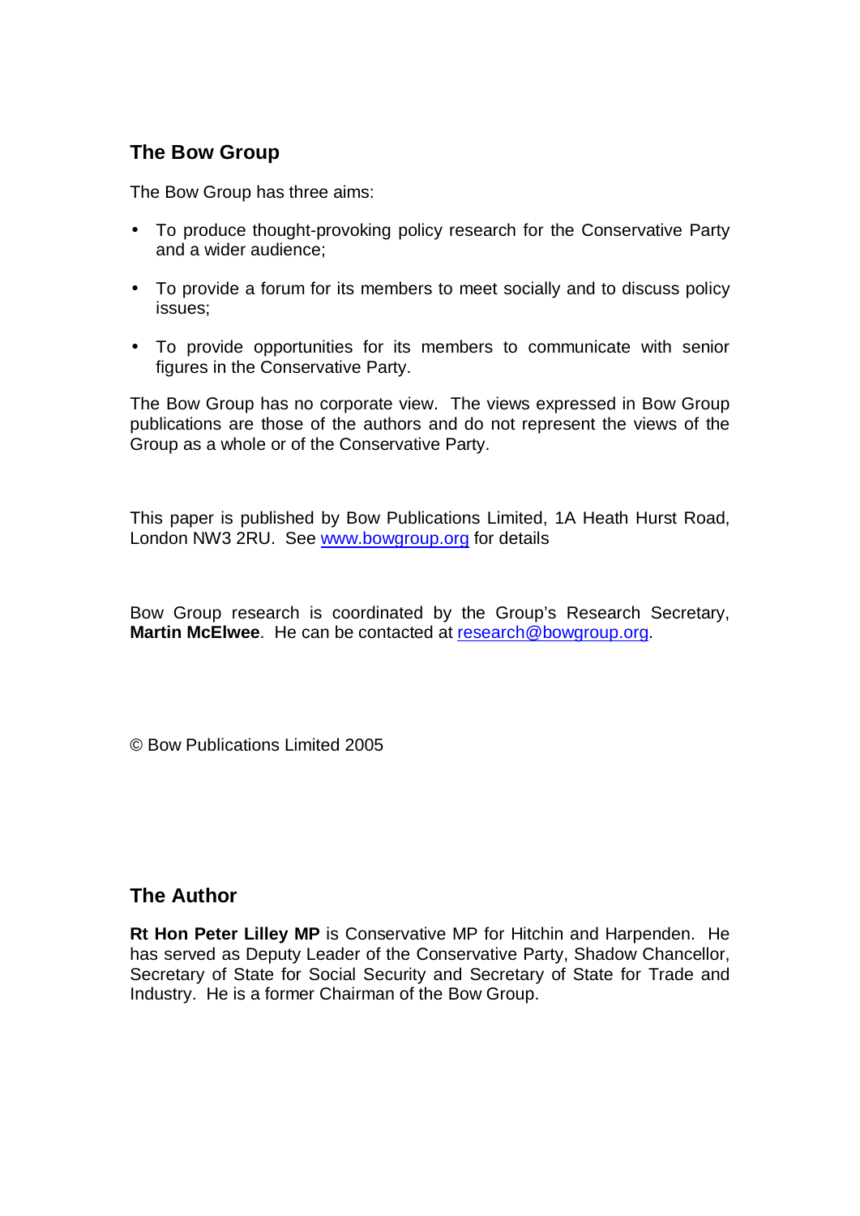## The Bow Group

The Bow Group has three aims:

- To produce thought-provoking policy research for the Conservative Party and a wider audience;
- To provide a forum for its members to meet socially and to discuss policy issues;
- To provide opportunities for its members to communicate with senior figures in the Conservative Party.

The Bow Group has no corporate view. The views expressed in Bow Group publications are those of the authors and do not represent the views of the Group as a whole or of the Conservative Party.

This paper is published by Bow Publications Limited, 1A Heath Hurst Road, London NW3 2RU. See www.bowgroup.org for details

Bow Group research is coordinated by the Group's Research Secretary, **Martin McElwee**. He can be contacted at research@bowgroup.org.

© Bow Publications Limited 2005

## The Author

**Rt Hon Peter Lilley MP** is Conservative MP for Hitchin and Harpenden. He has served as Deputy Leader of the Conservative Party, Shadow Chancellor, Secretary of State for Social Security and Secretary of State for Trade and Industry. He is a former Chairman of the Bow Group.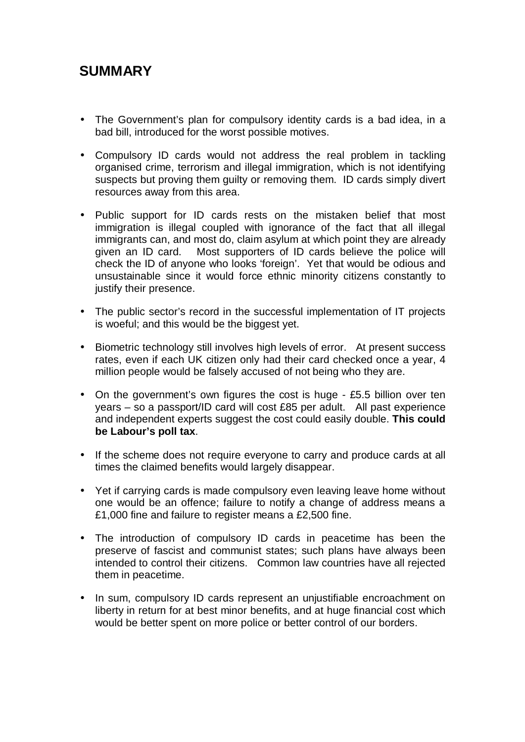## SUMMARY

- The Government's plan for compulsory identity cards is a bad idea, in a bad bill, introduced for the worst possible motives.
- Compulsory ID cards would not address the real problem in tackling organised crime, terrorism and illegal immigration, which is not identifying suspects but proving them guilty or removing them. ID cards simply divert resources away from this area.
- Public support for ID cards rests on the mistaken belief that most immigration is illegal coupled with ignorance of the fact that all illegal immigrants can, and most do, claim asylum at which point they are already given an ID card. Most supporters of ID cards believe the police will check the ID of anyone who looks 'foreign'. Yet that would be odious and unsustainable since it would force ethnic minority citizens constantly to justify their presence.
- The public sector's record in the successful implementation of IT projects is woeful; and this would be the biggest yet.
- Biometric technology still involves high levels of error. At present success rates, even if each UK citizen only had their card checked once a year, 4 million people would be falsely accused of not being who they are.
- On the government's own figures the cost is huge - £5.5 billion over ten years – so a passport/ID card will cost £85 per adult. All past experience and independent experts suggest the cost could easily double. **This could be Labour's poll tax**.
- If the scheme does not require everyone to carry and produce cards at all times the claimed benefits would largely disappear.
- Yet if carrying cards is made compulsory even leaving leave home without one would be an offence; failure to notify a change of address means a £1,000 fine and failure to register means a £2,500 fine.
- The introduction of compulsory ID cards in peacetime has been the preserve of fascist and communist states; such plans have always been intended to control their citizens. Common law countries have all rejected them in peacetime.
- In sum, compulsory ID cards represent an unjustifiable encroachment on liberty in return for at best minor benefits, and at huge financial cost which would be better spent on more police or better control of our borders.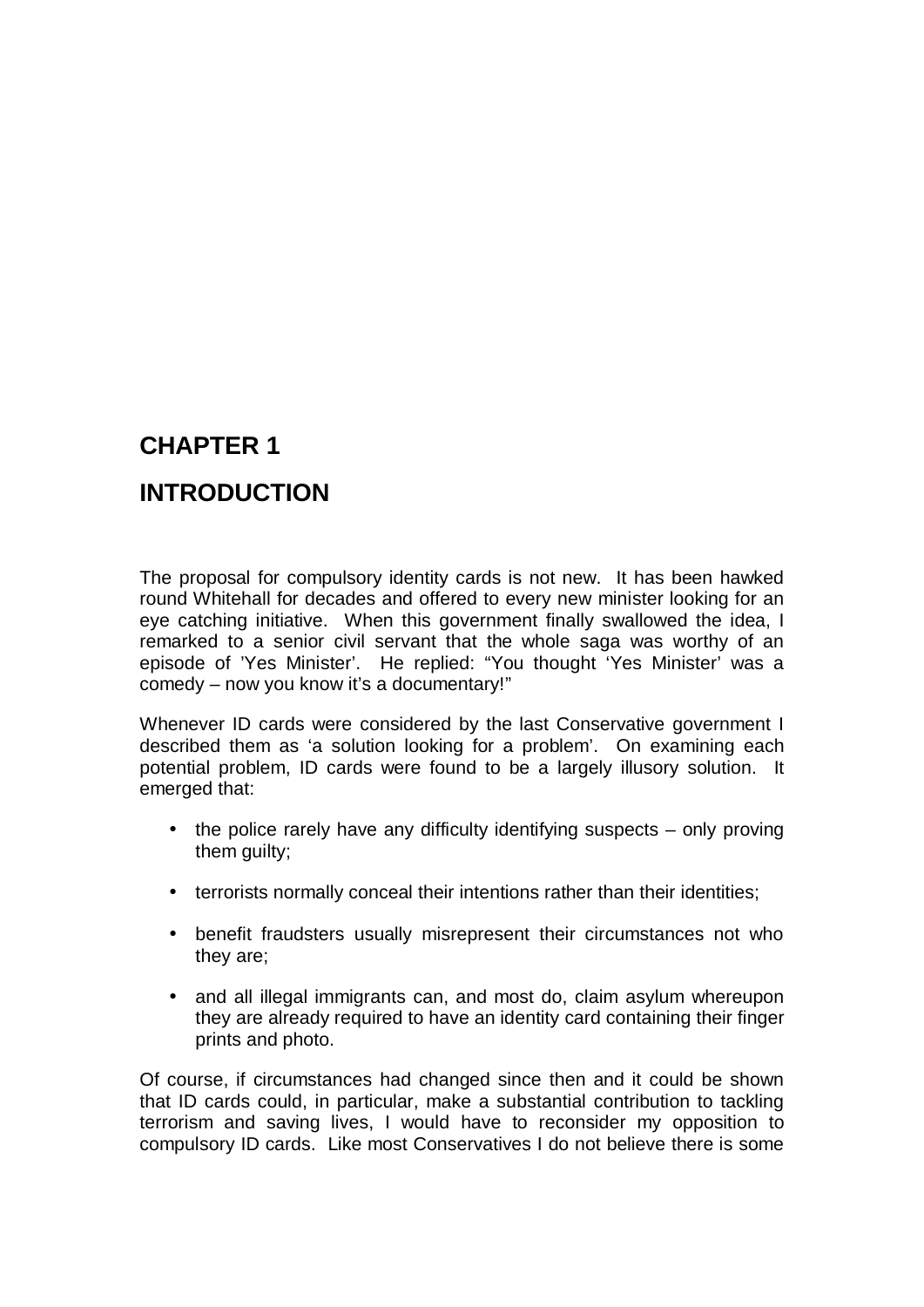# CHAPTER 1

# INTRODUCTION

The proposal for compulsory identity cards is not new. It has been hawked round Whitehall for decades and offered to every new minister looking for an eye catching initiative. When this government finally swallowed the idea, I remarked to a senior civil servant that the whole saga was worthy of an episode of 'Yes Minister'. He replied: "You thought 'Yes Minister' was a comedy – now you know it's a documentary!"

Whenever ID cards were considered by the last Conservative government I described them as 'a solution looking for a problem'. On examining each potential problem, ID cards were found to be a largely illusory solution. It emerged that:

- the police rarely have any difficulty identifying suspects – only proving them guilty;
- terrorists normally conceal their intentions rather than their identities;
- benefit fraudsters usually misrepresent their circumstances not who they are;
- and all illegal immigrants can, and most do, claim asylum whereupon they are already required to have an identity card containing their finger prints and photo.

Of course, if circumstances had changed since then and it could be shown that ID cards could, in particular, make a substantial contribution to tackling terrorism and saving lives, I would have to reconsider my opposition to compulsory ID cards. Like most Conservatives I do not believe there is some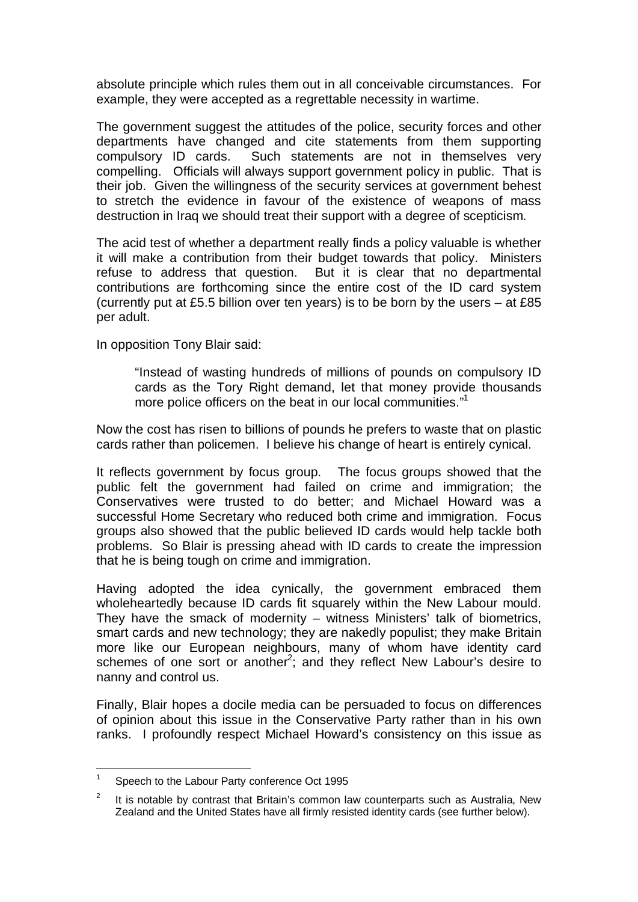absolute principle which rules them out in all conceivable circumstances. For example, they were accepted as a regrettable necessity in wartime.

The government suggest the attitudes of the police, security forces and other departments have changed and cite statements from them supporting compulsory ID cards. Such statements are not in themselves very compelling. Officials will always support government policy in public. That is their job. Given the willingness of the security services at government behest to stretch the evidence in favour of the existence of weapons of mass destruction in Iraq we should treat their support with a degree of scepticism.

The acid test of whether a department really finds a policy valuable is whether it will make a contribution from their budget towards that policy. Ministers refuse to address that question. But it is clear that no departmental contributions are forthcoming since the entire cost of the ID card system (currently put at £5.5 billion over ten years) is to be born by the users – at £85 per adult.

In opposition Tony Blair said:

> "Instead of wasting hundreds of millions of pounds on compulsory ID cards as the Tory Right demand, let that money provide thousands more police officers on the beat in our local communities."[1]

Now the cost has risen to billions of pounds he prefers to waste that on plastic cards rather than policemen. I believe his change of heart is entirely cynical.

It reflects government by focus group. The focus groups showed that the public felt the government had failed on crime and immigration; the Conservatives were trusted to do better; and Michael Howard was a successful Home Secretary who reduced both crime and immigration. Focus groups also showed that the public believed ID cards would help tackle both problems. So Blair is pressing ahead with ID cards to create the impression that he is being tough on crime and immigration.

Having adopted the idea cynically, the government embraced them wholeheartedly because ID cards fit squarely within the New Labour mould. They have the smack of modernity – witness Ministers' talk of biometrics, smart cards and new technology; they are nakedly populist; they make Britain more like our European neighbours, many of whom have identity card schemes of one sort or another[2]; and they reflect New Labour's desire to nanny and control us.

Finally, Blair hopes a docile media can be persuaded to focus on differences of opinion about this issue in the Conservative Party rather than in his own ranks. I profoundly respect Michael Howard's consistency on this issue as

---

[1] Speech to the Labour Party conference Oct 1995

[2] It is notable by contrast that Britain's common law counterparts such as Australia, New Zealand and the United States have all firmly resisted identity cards (see further below).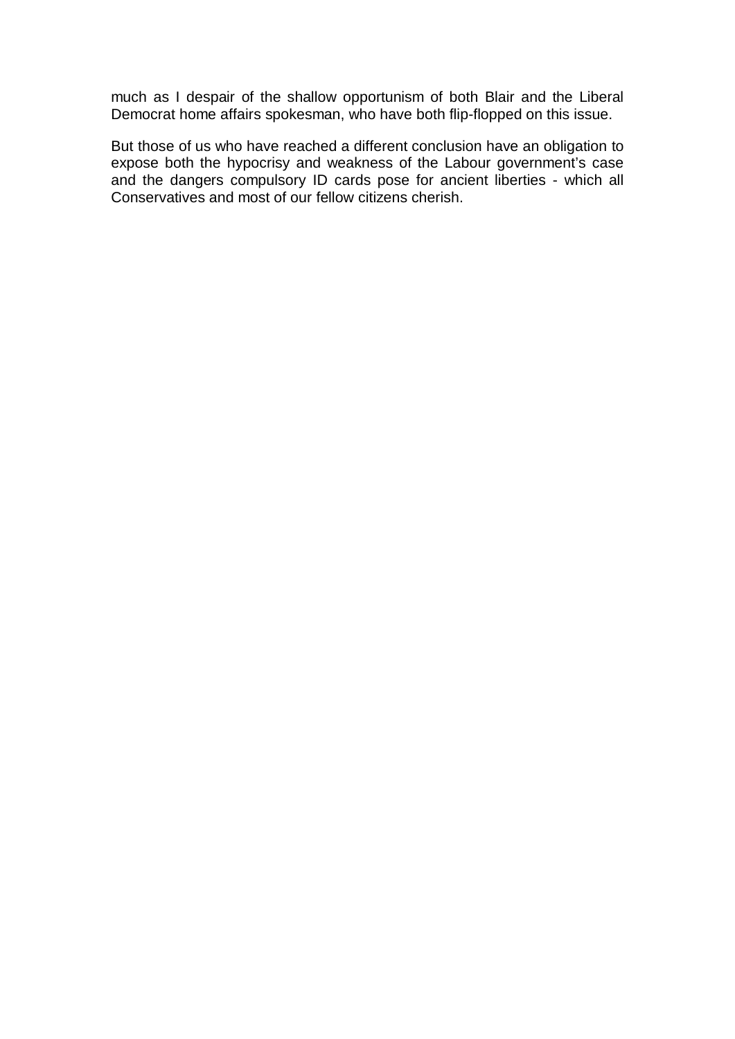much as I despair of the shallow opportunism of both Blair and the Liberal Democrat home affairs spokesman, who have both flip-flopped on this issue.

But those of us who have reached a different conclusion have an obligation to expose both the hypocrisy and weakness of the Labour government's case and the dangers compulsory ID cards pose for ancient liberties - which all Conservatives and most of our fellow citizens cherish.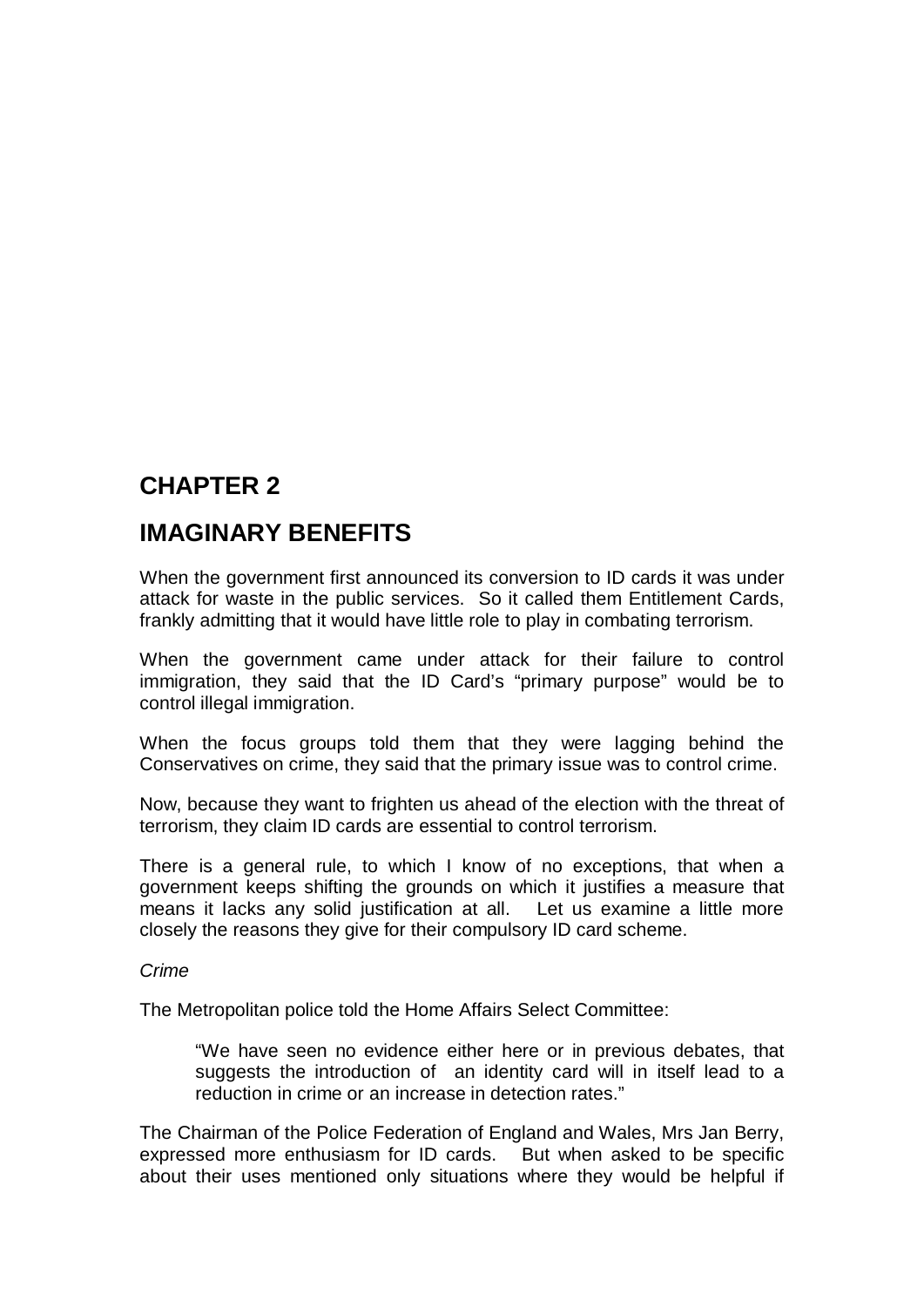# CHAPTER 2

# IMAGINARY BENEFITS

When the government first announced its conversion to ID cards it was under attack for waste in the public services. So it called them Entitlement Cards, frankly admitting that it would have little role to play in combating terrorism.

When the government came under attack for their failure to control immigration, they said that the ID Card's "primary purpose" would be to control illegal immigration.

When the focus groups told them that they were lagging behind the Conservatives on crime, they said that the primary issue was to control crime.

Now, because they want to frighten us ahead of the election with the threat of terrorism, they claim ID cards are essential to control terrorism.

There is a general rule, to which I know of no exceptions, that when a government keeps shifting the grounds on which it justifies a measure that means it lacks any solid justification at all. Let us examine a little more closely the reasons they give for their compulsory ID card scheme.

*Crime*

The Metropolitan police told the Home Affairs Select Committee:

> "We have seen no evidence either here or in previous debates, that suggests the introduction of an identity card will in itself lead to a reduction in crime or an increase in detection rates."

The Chairman of the Police Federation of England and Wales, Mrs Jan Berry, expressed more enthusiasm for ID cards. But when asked to be specific about their uses mentioned only situations where they would be helpful if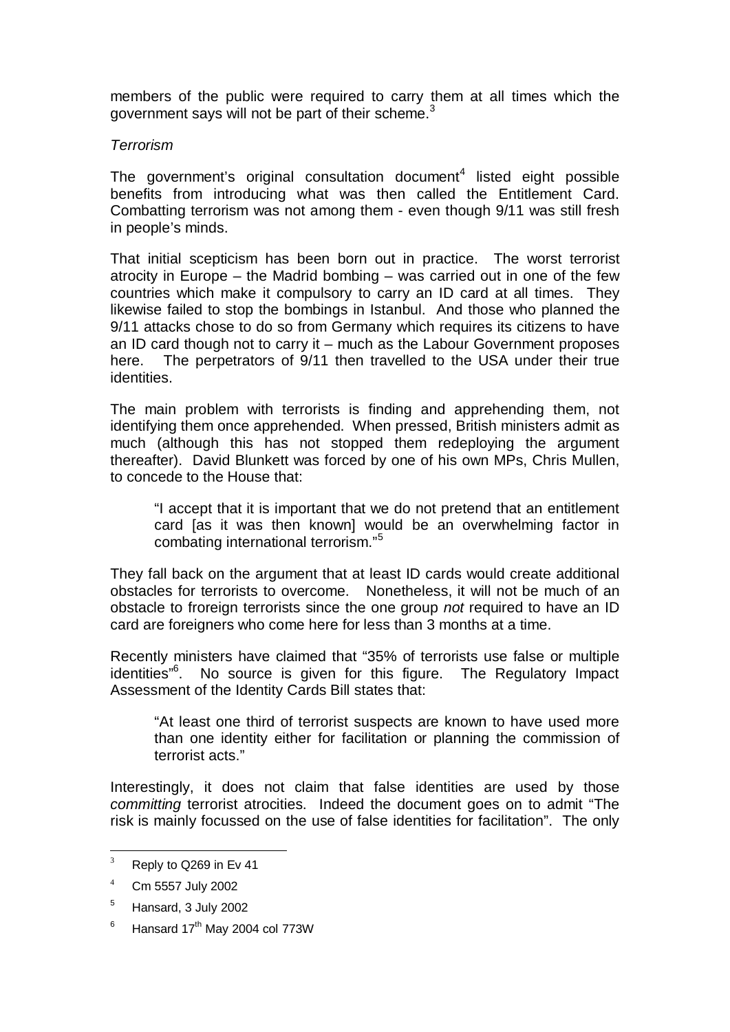members of the public were required to carry them at all times which the government says will not be part of their scheme.[3]

*Terrorism*

The government's original consultation document[4] listed eight possible benefits from introducing what was then called the Entitlement Card. Combatting terrorism was not among them - even though 9/11 was still fresh in people's minds.

That initial scepticism has been born out in practice. The worst terrorist atrocity in Europe – the Madrid bombing – was carried out in one of the few countries which make it compulsory to carry an ID card at all times. They likewise failed to stop the bombings in Istanbul. And those who planned the 9/11 attacks chose to do so from Germany which requires its citizens to have an ID card though not to carry it – much as the Labour Government proposes here. The perpetrators of 9/11 then travelled to the USA under their true identities.

The main problem with terrorists is finding and apprehending them, not identifying them once apprehended. When pressed, British ministers admit as much (although this has not stopped them redeploying the argument thereafter). David Blunkett was forced by one of his own MPs, Chris Mullen, to concede to the House that:

> "I accept that it is important that we do not pretend that an entitlement card [as it was then known] would be an overwhelming factor in combating international terrorism."[5]

They fall back on the argument that at least ID cards would create additional obstacles for terrorists to overcome. Nonetheless, it will not be much of an obstacle to froreign terrorists since the one group *not* required to have an ID card are foreigners who come here for less than 3 months at a time.

Recently ministers have claimed that "35% of terrorists use false or multiple identities"[6]. No source is given for this figure. The Regulatory Impact Assessment of the Identity Cards Bill states that:

> "At least one third of terrorist suspects are known to have used more than one identity either for facilitation or planning the commission of terrorist acts."

Interestingly, it does not claim that false identities are used by those *committing* terrorist atrocities. Indeed the document goes on to admit "The risk is mainly focussed on the use of false identities for facilitation". The only

---

[3] Reply to Q269 in Ev 41

[4] Cm 5557 July 2002

[5] Hansard, 3 July 2002

[6] Hansard 17th May 2004 col 773W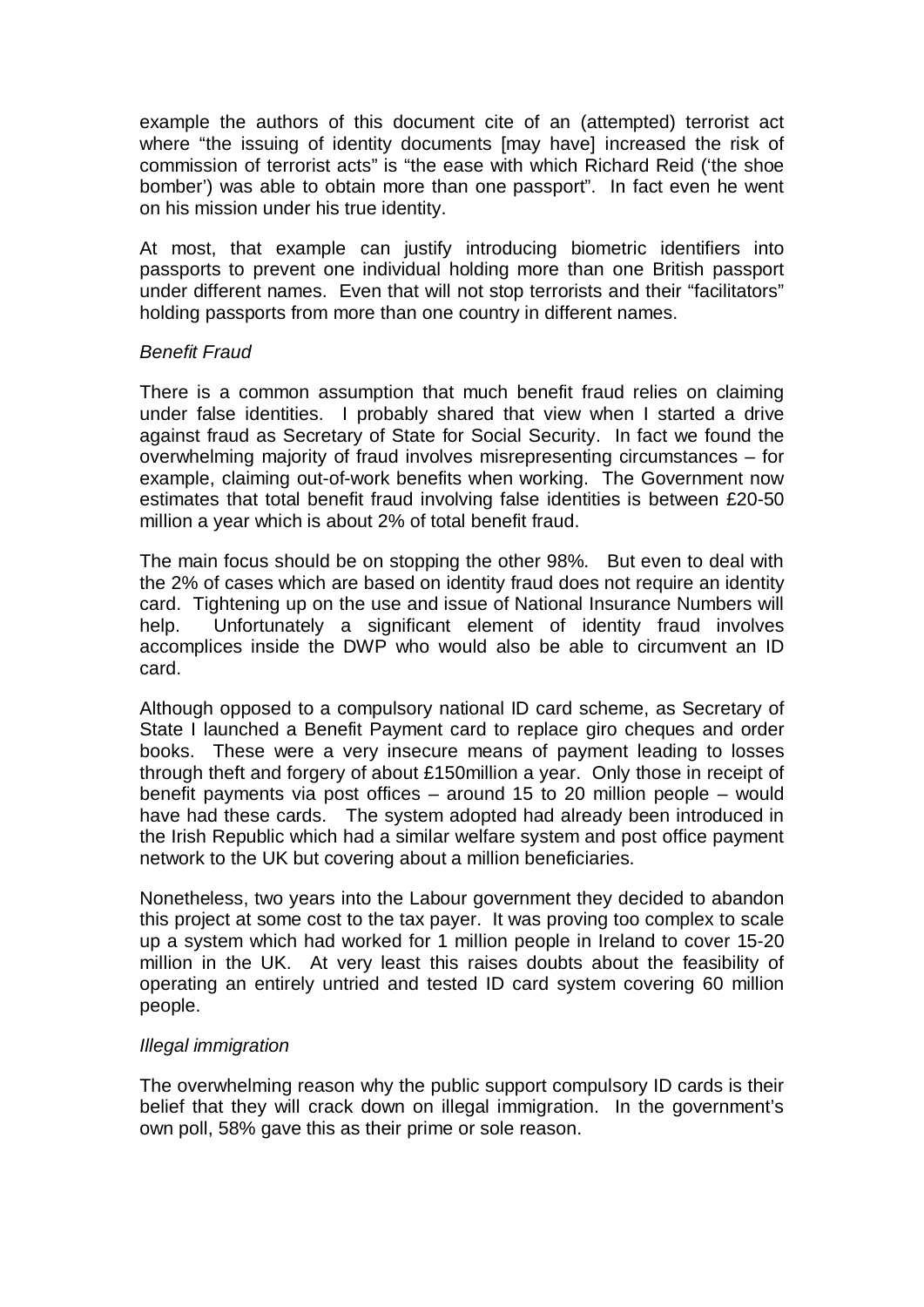example the authors of this document cite of an (attempted) terrorist act where "the issuing of identity documents [may have] increased the risk of commission of terrorist acts" is "the ease with which Richard Reid ('the shoe bomber') was able to obtain more than one passport". In fact even he went on his mission under his true identity.

At most, that example can justify introducing biometric identifiers into passports to prevent one individual holding more than one British passport under different names. Even that will not stop terrorists and their "facilitators" holding passports from more than one country in different names.

*Benefit Fraud*

There is a common assumption that much benefit fraud relies on claiming under false identities. I probably shared that view when I started a drive against fraud as Secretary of State for Social Security. In fact we found the overwhelming majority of fraud involves misrepresenting circumstances – for example, claiming out-of-work benefits when working. The Government now estimates that total benefit fraud involving false identities is between £20-50 million a year which is about 2% of total benefit fraud.

The main focus should be on stopping the other 98%. But even to deal with the 2% of cases which are based on identity fraud does not require an identity card. Tightening up on the use and issue of National Insurance Numbers will help. Unfortunately a significant element of identity fraud involves accomplices inside the DWP who would also be able to circumvent an ID card.

Although opposed to a compulsory national ID card scheme, as Secretary of State I launched a Benefit Payment card to replace giro cheques and order books. These were a very insecure means of payment leading to losses through theft and forgery of about £150million a year. Only those in receipt of benefit payments via post offices – around 15 to 20 million people – would have had these cards. The system adopted had already been introduced in the Irish Republic which had a similar welfare system and post office payment network to the UK but covering about a million beneficiaries.

Nonetheless, two years into the Labour government they decided to abandon this project at some cost to the tax payer. It was proving too complex to scale up a system which had worked for 1 million people in Ireland to cover 15-20 million in the UK. At very least this raises doubts about the feasibility of operating an entirely untried and tested ID card system covering 60 million people.

*Illegal immigration*

The overwhelming reason why the public support compulsory ID cards is their belief that they will crack down on illegal immigration. In the government's own poll, 58% gave this as their prime or sole reason.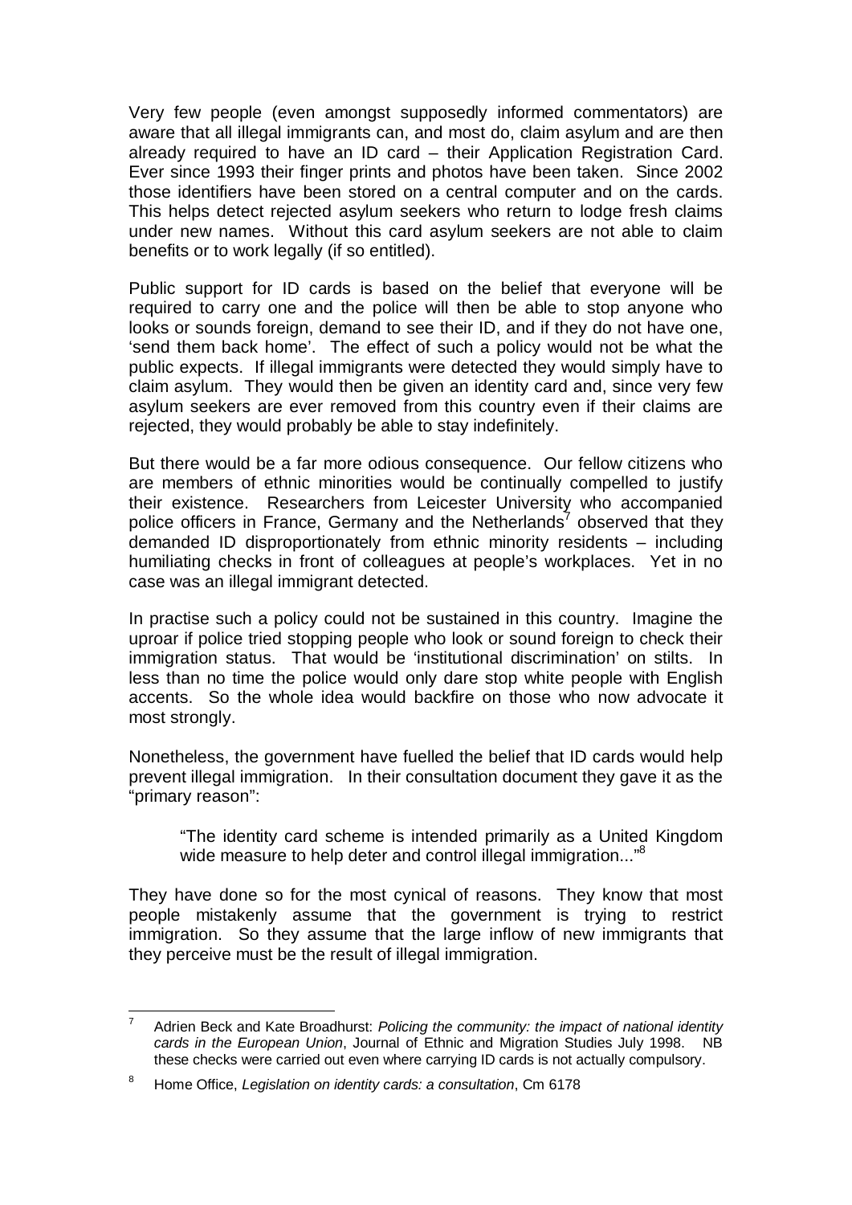Very few people (even amongst supposedly informed commentators) are aware that all illegal immigrants can, and most do, claim asylum and are then already required to have an ID card – their Application Registration Card. Ever since 1993 their finger prints and photos have been taken. Since 2002 those identifiers have been stored on a central computer and on the cards. This helps detect rejected asylum seekers who return to lodge fresh claims under new names. Without this card asylum seekers are not able to claim benefits or to work legally (if so entitled).

Public support for ID cards is based on the belief that everyone will be required to carry one and the police will then be able to stop anyone who looks or sounds foreign, demand to see their ID, and if they do not have one, 'send them back home'. The effect of such a policy would not be what the public expects. If illegal immigrants were detected they would simply have to claim asylum. They would then be given an identity card and, since very few asylum seekers are ever removed from this country even if their claims are rejected, they would probably be able to stay indefinitely.

But there would be a far more odious consequence. Our fellow citizens who are members of ethnic minorities would be continually compelled to justify their existence. Researchers from Leicester University who accompanied police officers in France, Germany and the Netherlands[7] observed that they demanded ID disproportionately from ethnic minority residents – including humiliating checks in front of colleagues at people's workplaces. Yet in no case was an illegal immigrant detected.

In practise such a policy could not be sustained in this country. Imagine the uproar if police tried stopping people who look or sound foreign to check their immigration status. That would be 'institutional discrimination' on stilts. In less than no time the police would only dare stop white people with English accents. So the whole idea would backfire on those who now advocate it most strongly.

Nonetheless, the government have fuelled the belief that ID cards would help prevent illegal immigration. In their consultation document they gave it as the "primary reason":

> "The identity card scheme is intended primarily as a United Kingdom wide measure to help deter and control illegal immigration..."[8]

They have done so for the most cynical of reasons. They know that most people mistakenly assume that the government is trying to restrict immigration. So they assume that the large inflow of new immigrants that they perceive must be the result of illegal immigration.

---

[7] Adrien Beck and Kate Broadhurst: *Policing the community: the impact of national identity cards in the European Union*, Journal of Ethnic and Migration Studies July 1998. NB these checks were carried out even where carrying ID cards is not actually compulsory.

[8] Home Office, *Legislation on identity cards: a consultation*, Cm 6178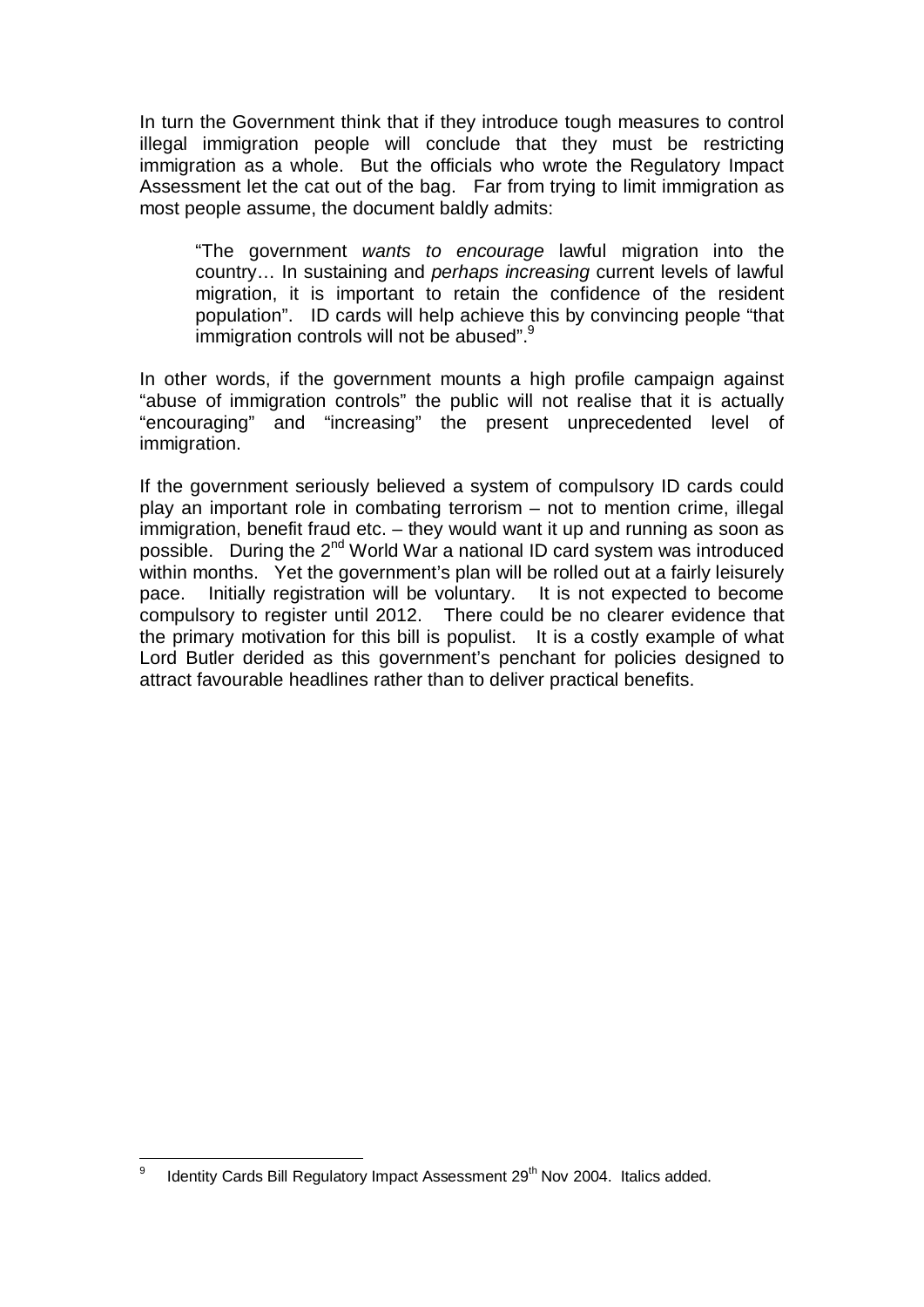In turn the Government think that if they introduce tough measures to control illegal immigration people will conclude that they must be restricting immigration as a whole. But the officials who wrote the Regulatory Impact Assessment let the cat out of the bag. Far from trying to limit immigration as most people assume, the document baldly admits:

> "The government *wants to encourage* lawful migration into the country… In sustaining and *perhaps increasing* current levels of lawful migration, it is important to retain the confidence of the resident population". ID cards will help achieve this by convincing people "that immigration controls will not be abused".[9]

In other words, if the government mounts a high profile campaign against "abuse of immigration controls" the public will not realise that it is actually "encouraging" and "increasing" the present unprecedented level of immigration.

If the government seriously believed a system of compulsory ID cards could play an important role in combating terrorism – not to mention crime, illegal immigration, benefit fraud etc. – they would want it up and running as soon as possible. During the 2nd World War a national ID card system was introduced within months. Yet the government's plan will be rolled out at a fairly leisurely pace. Initially registration will be voluntary. It is not expected to become compulsory to register until 2012. There could be no clearer evidence that the primary motivation for this bill is populist. It is a costly example of what Lord Butler derided as this government's penchant for policies designed to attract favourable headlines rather than to deliver practical benefits.

---

[9] Identity Cards Bill Regulatory Impact Assessment 29th Nov 2004. Italics added.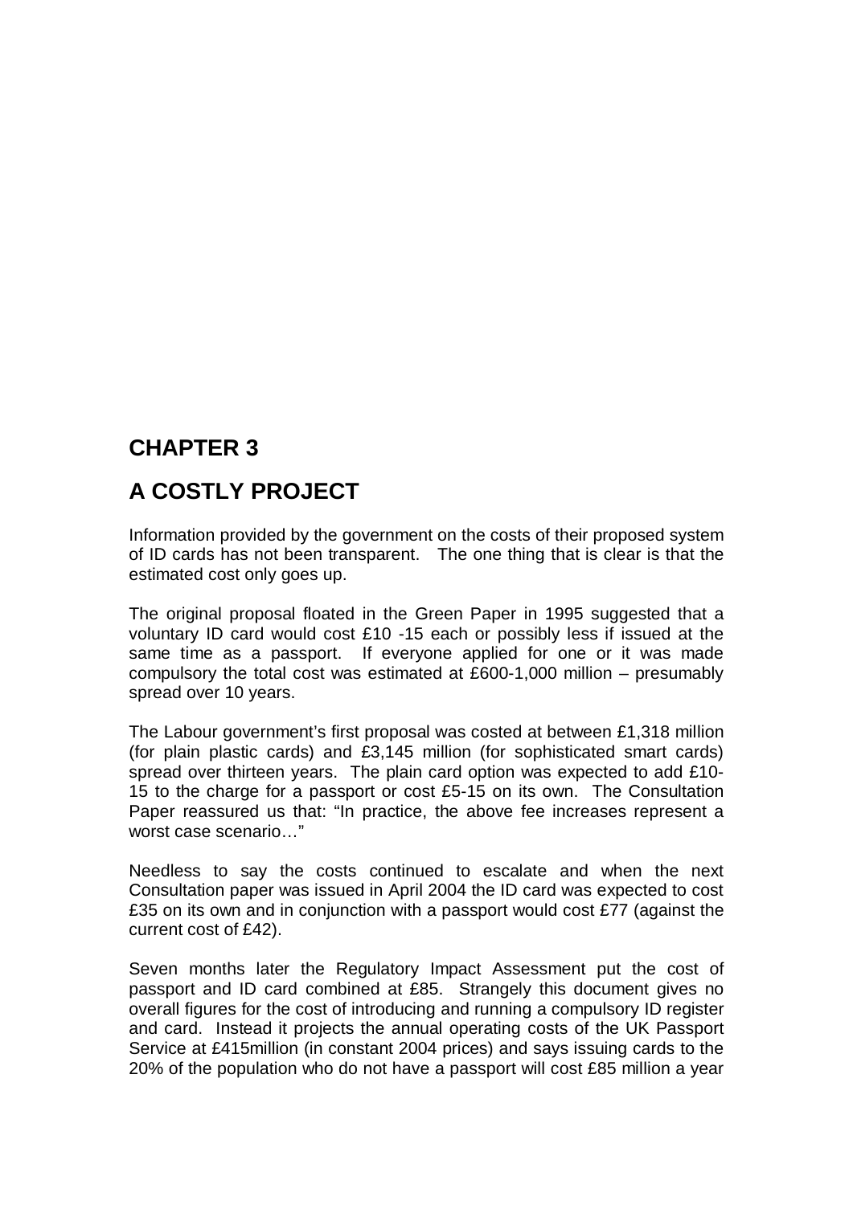# CHAPTER 3

# A COSTLY PROJECT

Information provided by the government on the costs of their proposed system of ID cards has not been transparent. The one thing that is clear is that the estimated cost only goes up.

The original proposal floated in the Green Paper in 1995 suggested that a voluntary ID card would cost £10 -15 each or possibly less if issued at the same time as a passport. If everyone applied for one or it was made compulsory the total cost was estimated at £600-1,000 million – presumably spread over 10 years.

The Labour government's first proposal was costed at between £1,318 million (for plain plastic cards) and £3,145 million (for sophisticated smart cards) spread over thirteen years. The plain card option was expected to add £10-15 to the charge for a passport or cost £5-15 on its own. The Consultation Paper reassured us that: "In practice, the above fee increases represent a worst case scenario…"

Needless to say the costs continued to escalate and when the next Consultation paper was issued in April 2004 the ID card was expected to cost £35 on its own and in conjunction with a passport would cost £77 (against the current cost of £42).

Seven months later the Regulatory Impact Assessment put the cost of passport and ID card combined at £85. Strangely this document gives no overall figures for the cost of introducing and running a compulsory ID register and card. Instead it projects the annual operating costs of the UK Passport Service at £415million (in constant 2004 prices) and says issuing cards to the 20% of the population who do not have a passport will cost £85 million a year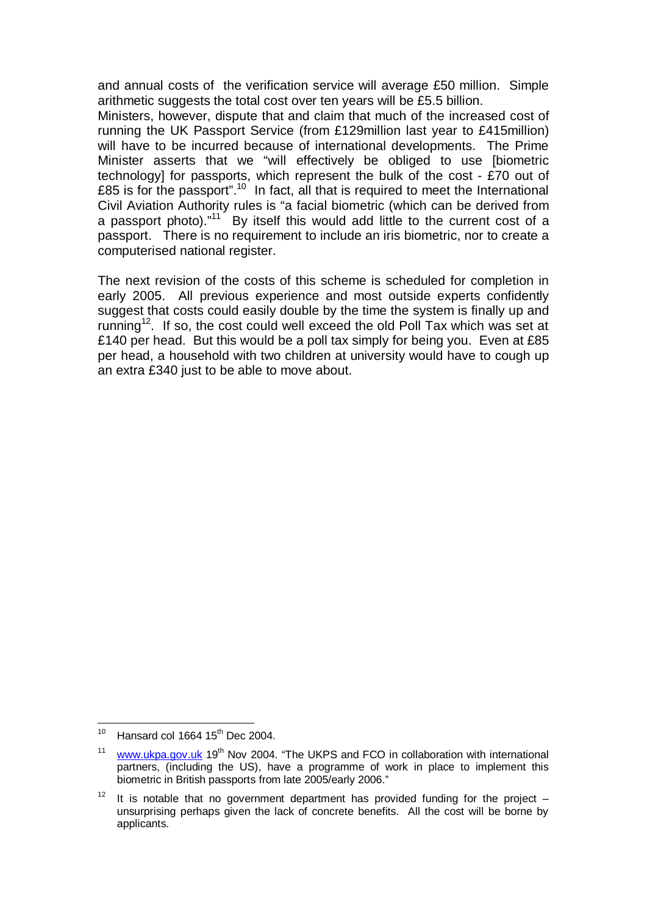and annual costs of the verification service will average £50 million. Simple arithmetic suggests the total cost over ten years will be £5.5 billion.
Ministers, however, dispute that and claim that much of the increased cost of running the UK Passport Service (from £129million last year to £415million) will have to be incurred because of international developments. The Prime Minister asserts that we "will effectively be obliged to use [biometric technology] for passports, which represent the bulk of the cost - £70 out of £85 is for the passport".[10] In fact, all that is required to meet the International Civil Aviation Authority rules is "a facial biometric (which can be derived from a passport photo)."[11] By itself this would add little to the current cost of a passport. There is no requirement to include an iris biometric, nor to create a computerised national register.

The next revision of the costs of this scheme is scheduled for completion in early 2005. All previous experience and most outside experts confidently suggest that costs could easily double by the time the system is finally up and running[12]. If so, the cost could well exceed the old Poll Tax which was set at £140 per head. But this would be a poll tax simply for being you. Even at £85 per head, a household with two children at university would have to cough up an extra £340 just to be able to move about.

---

[10] Hansard col 1664 15th Dec 2004.

[11] www.ukpa.gov.uk 19th Nov 2004. "The UKPS and FCO in collaboration with international partners, (including the US), have a programme of work in place to implement this biometric in British passports from late 2005/early 2006."

[12] It is notable that no government department has provided funding for the project – unsurprising perhaps given the lack of concrete benefits. All the cost will be borne by applicants.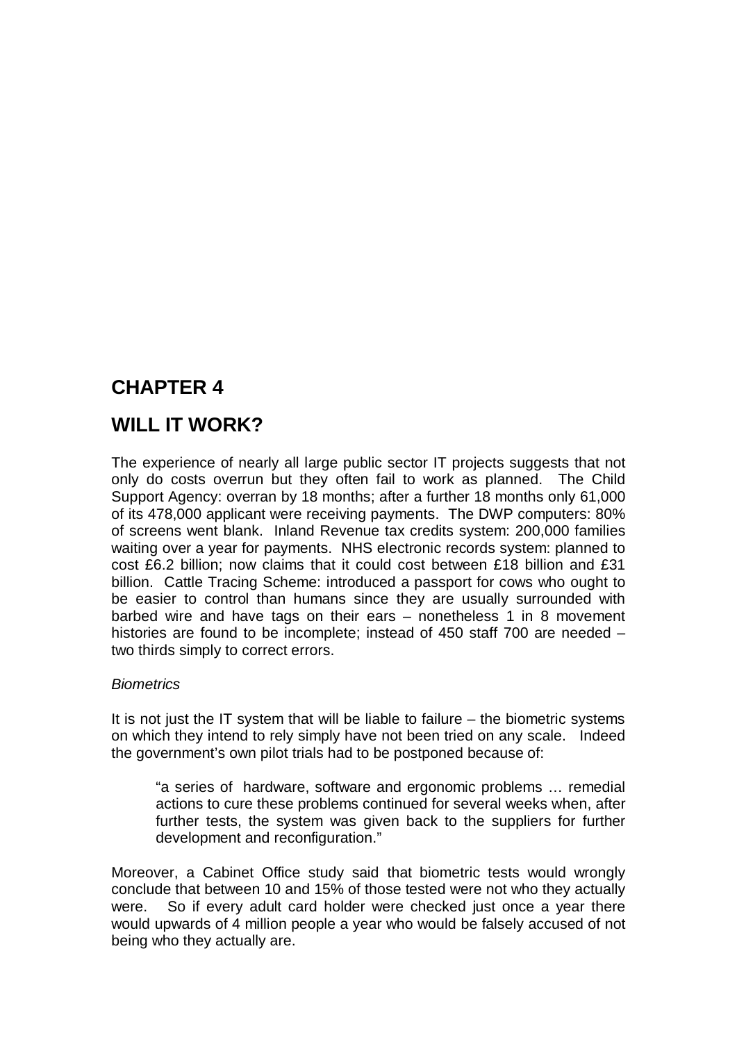# CHAPTER 4

# WILL IT WORK?

The experience of nearly all large public sector IT projects suggests that not only do costs overrun but they often fail to work as planned. The Child Support Agency: overran by 18 months; after a further 18 months only 61,000 of its 478,000 applicant were receiving payments. The DWP computers: 80% of screens went blank. Inland Revenue tax credits system: 200,000 families waiting over a year for payments. NHS electronic records system: planned to cost £6.2 billion; now claims that it could cost between £18 billion and £31 billion. Cattle Tracing Scheme: introduced a passport for cows who ought to be easier to control than humans since they are usually surrounded with barbed wire and have tags on their ears – nonetheless 1 in 8 movement histories are found to be incomplete; instead of 450 staff 700 are needed – two thirds simply to correct errors.

*Biometrics*

It is not just the IT system that will be liable to failure – the biometric systems on which they intend to rely simply have not been tried on any scale. Indeed the government's own pilot trials had to be postponed because of:

> "a series of hardware, software and ergonomic problems … remedial actions to cure these problems continued for several weeks when, after further tests, the system was given back to the suppliers for further development and reconfiguration."

Moreover, a Cabinet Office study said that biometric tests would wrongly conclude that between 10 and 15% of those tested were not who they actually were. So if every adult card holder were checked just once a year there would upwards of 4 million people a year who would be falsely accused of not being who they actually are.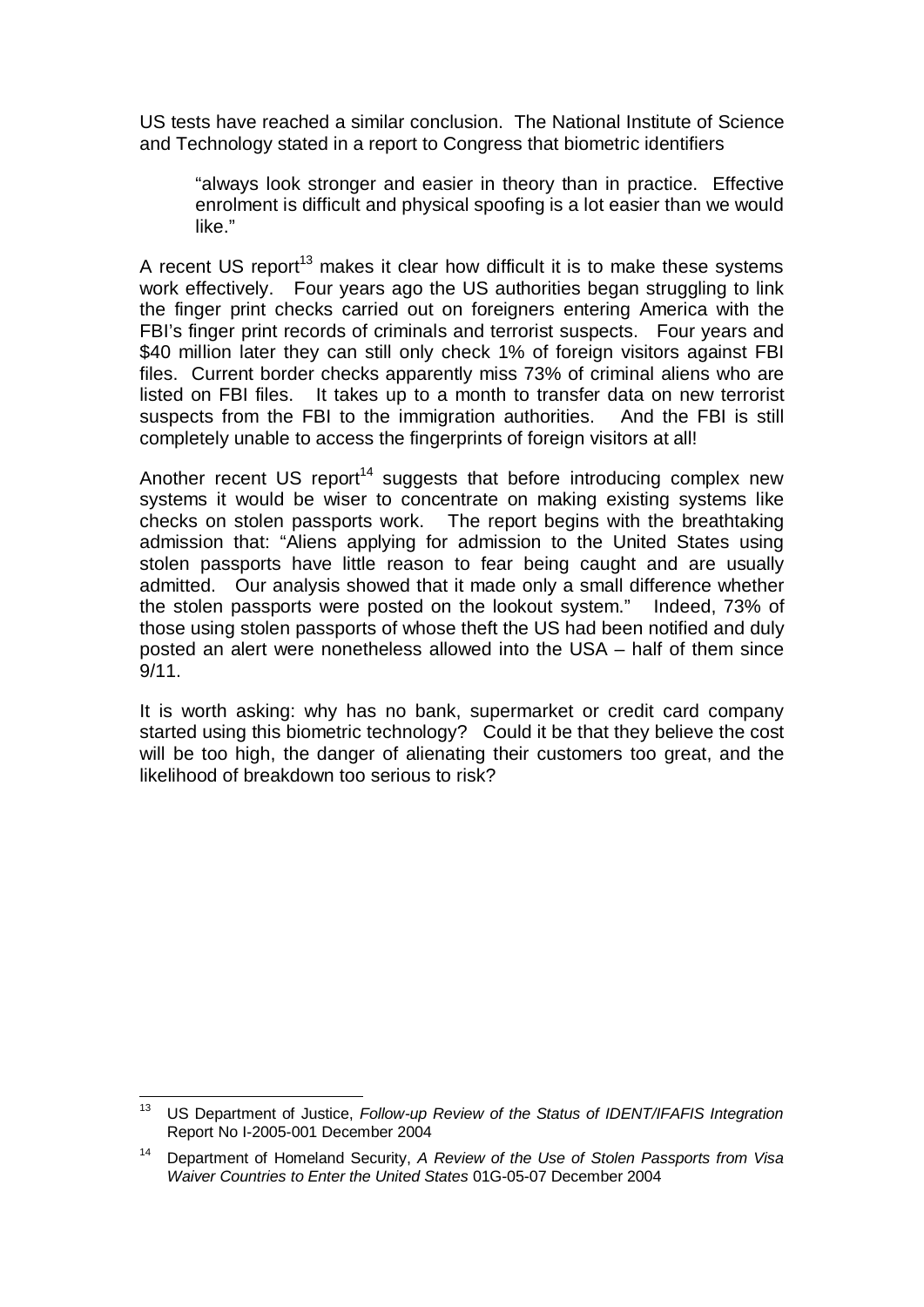US tests have reached a similar conclusion. The National Institute of Science and Technology stated in a report to Congress that biometric identifiers

> "always look stronger and easier in theory than in practice. Effective enrolment is difficult and physical spoofing is a lot easier than we would like."

A recent US report[13] makes it clear how difficult it is to make these systems work effectively. Four years ago the US authorities began struggling to link the finger print checks carried out on foreigners entering America with the FBI's finger print records of criminals and terrorist suspects. Four years and $40 million later they can still only check 1% of foreign visitors against FBI files. Current border checks apparently miss 73% of criminal aliens who are listed on FBI files. It takes up to a month to transfer data on new terrorist suspects from the FBI to the immigration authorities. And the FBI is still completely unable to access the fingerprints of foreign visitors at all!

Another recent US report[14] suggests that before introducing complex new systems it would be wiser to concentrate on making existing systems like checks on stolen passports work. The report begins with the breathtaking admission that: "Aliens applying for admission to the United States using stolen passports have little reason to fear being caught and are usually admitted. Our analysis showed that it made only a small difference whether the stolen passports were posted on the lookout system." Indeed, 73% of those using stolen passports of whose theft the US had been notified and duly posted an alert were nonetheless allowed into the USA – half of them since 9/11.

It is worth asking: why has no bank, supermarket or credit card company started using this biometric technology? Could it be that they believe the cost will be too high, the danger of alienating their customers too great, and the likelihood of breakdown too serious to risk?

---

[13] US Department of Justice, *Follow-up Review of the Status of IDENT/IFAFIS Integration* Report No I-2005-001 December 2004

[14] Department of Homeland Security, *A Review of the Use of Stolen Passports from Visa Waiver Countries to Enter the United States* 01G-05-07 December 2004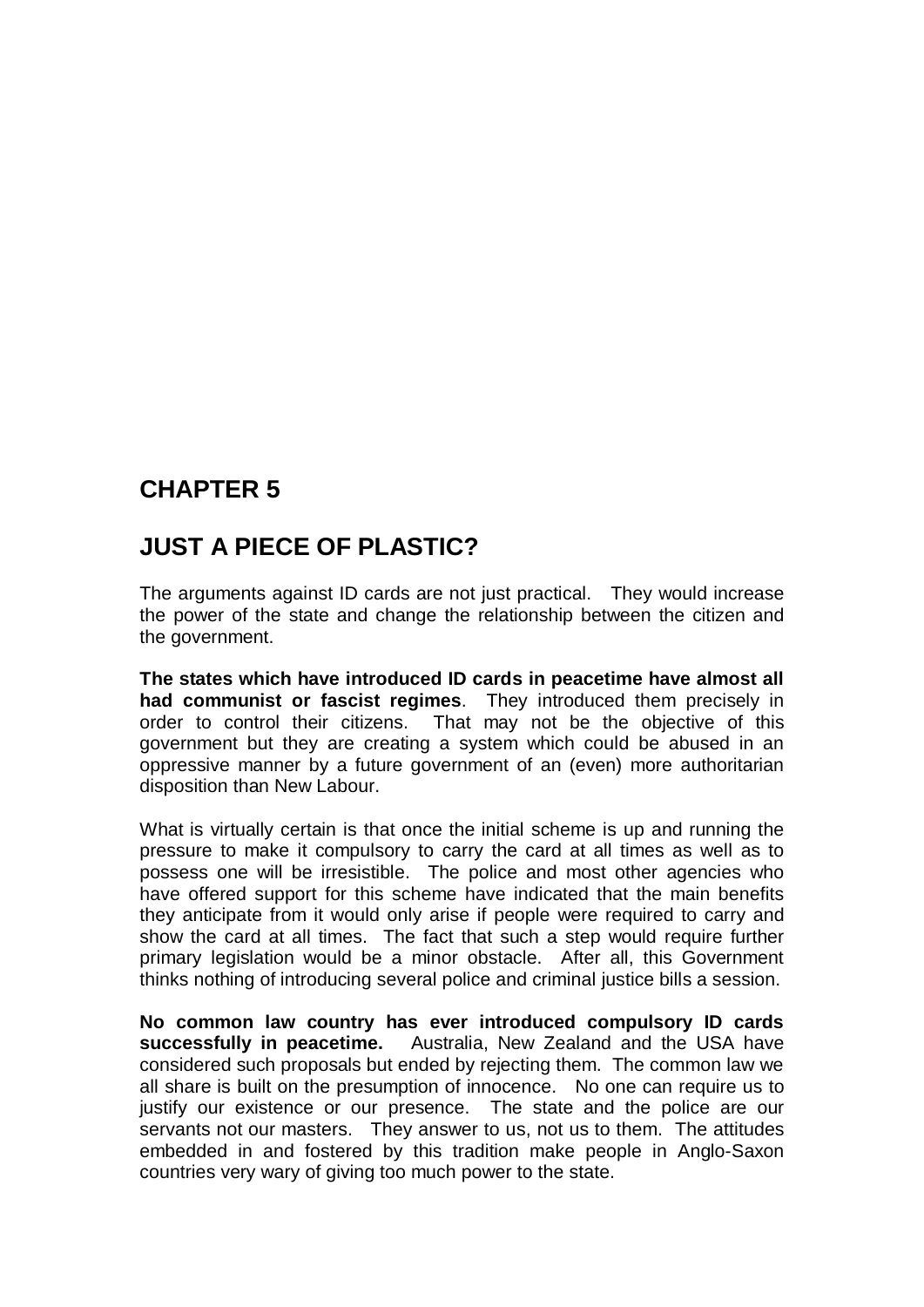# CHAPTER 5

# JUST A PIECE OF PLASTIC?

The arguments against ID cards are not just practical. They would increase the power of the state and change the relationship between the citizen and the government.

**The states which have introduced ID cards in peacetime have almost all had communist or fascist regimes**. They introduced them precisely in order to control their citizens. That may not be the objective of this government but they are creating a system which could be abused in an oppressive manner by a future government of an (even) more authoritarian disposition than New Labour.

What is virtually certain is that once the initial scheme is up and running the pressure to make it compulsory to carry the card at all times as well as to possess one will be irresistible. The police and most other agencies who have offered support for this scheme have indicated that the main benefits they anticipate from it would only arise if people were required to carry and show the card at all times. The fact that such a step would require further primary legislation would be a minor obstacle. After all, this Government thinks nothing of introducing several police and criminal justice bills a session.

**No common law country has ever introduced compulsory ID cards successfully in peacetime.** Australia, New Zealand and the USA have considered such proposals but ended by rejecting them. The common law we all share is built on the presumption of innocence. No one can require us to justify our existence or our presence. The state and the police are our servants not our masters. They answer to us, not us to them. The attitudes embedded in and fostered by this tradition make people in Anglo-Saxon countries very wary of giving too much power to the state.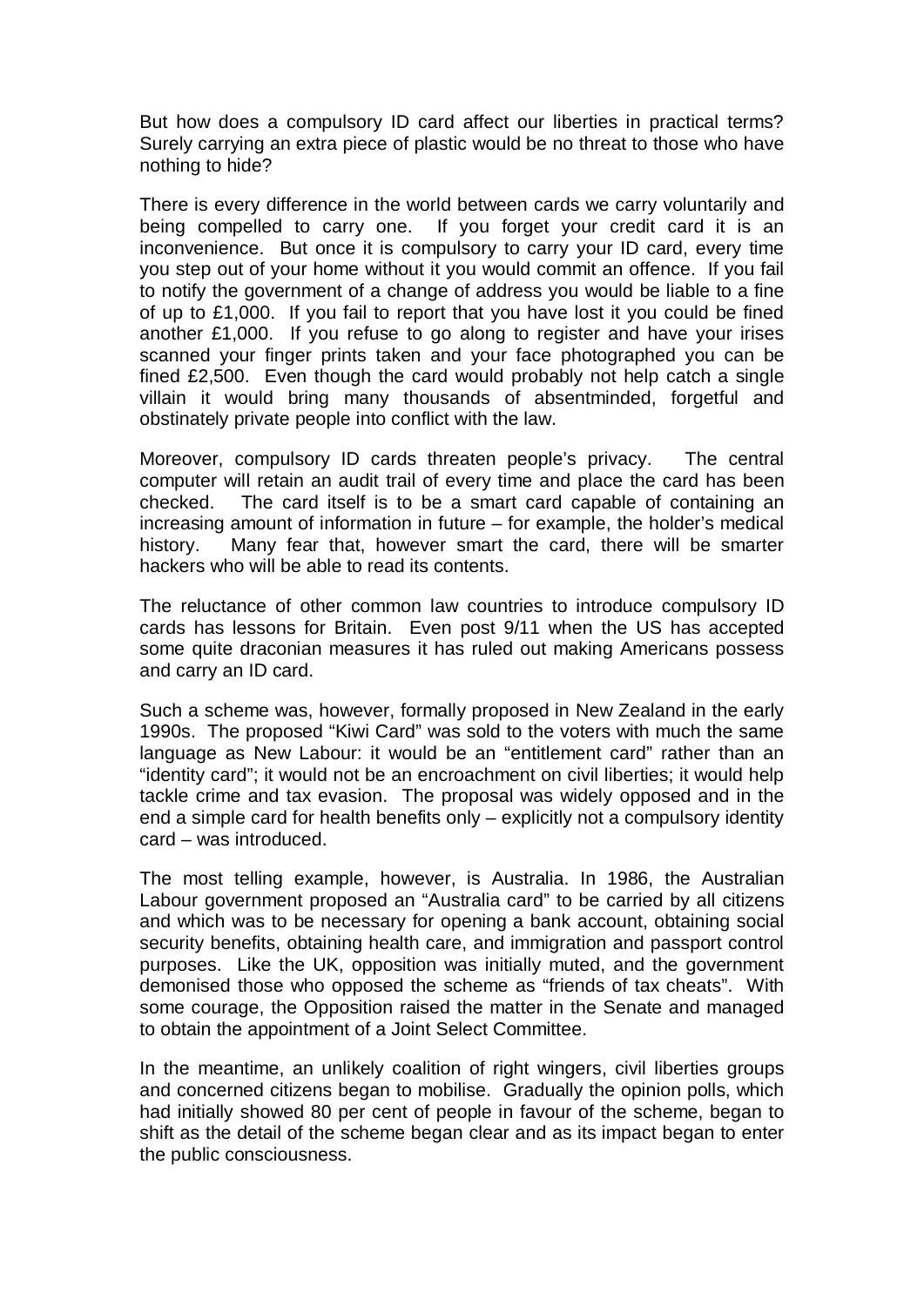But how does a compulsory ID card affect our liberties in practical terms? Surely carrying an extra piece of plastic would be no threat to those who have nothing to hide?

There is every difference in the world between cards we carry voluntarily and being compelled to carry one. If you forget your credit card it is an inconvenience. But once it is compulsory to carry your ID card, every time you step out of your home without it you would commit an offence. If you fail to notify the government of a change of address you would be liable to a fine of up to £1,000. If you fail to report that you have lost it you could be fined another £1,000. If you refuse to go along to register and have your irises scanned your finger prints taken and your face photographed you can be fined £2,500. Even though the card would probably not help catch a single villain it would bring many thousands of absentminded, forgetful and obstinately private people into conflict with the law.

Moreover, compulsory ID cards threaten people's privacy. The central computer will retain an audit trail of every time and place the card has been checked. The card itself is to be a smart card capable of containing an increasing amount of information in future – for example, the holder's medical history. Many fear that, however smart the card, there will be smarter hackers who will be able to read its contents.

The reluctance of other common law countries to introduce compulsory ID cards has lessons for Britain. Even post 9/11 when the US has accepted some quite draconian measures it has ruled out making Americans possess and carry an ID card.

Such a scheme was, however, formally proposed in New Zealand in the early 1990s. The proposed "Kiwi Card" was sold to the voters with much the same language as New Labour: it would be an "entitlement card" rather than an "identity card"; it would not be an encroachment on civil liberties; it would help tackle crime and tax evasion. The proposal was widely opposed and in the end a simple card for health benefits only – explicitly not a compulsory identity card – was introduced.

The most telling example, however, is Australia. In 1986, the Australian Labour government proposed an "Australia card" to be carried by all citizens and which was to be necessary for opening a bank account, obtaining social security benefits, obtaining health care, and immigration and passport control purposes. Like the UK, opposition was initially muted, and the government demonised those who opposed the scheme as "friends of tax cheats". With some courage, the Opposition raised the matter in the Senate and managed to obtain the appointment of a Joint Select Committee.

In the meantime, an unlikely coalition of right wingers, civil liberties groups and concerned citizens began to mobilise. Gradually the opinion polls, which had initially showed 80 per cent of people in favour of the scheme, began to shift as the detail of the scheme began clear and as its impact began to enter the public consciousness.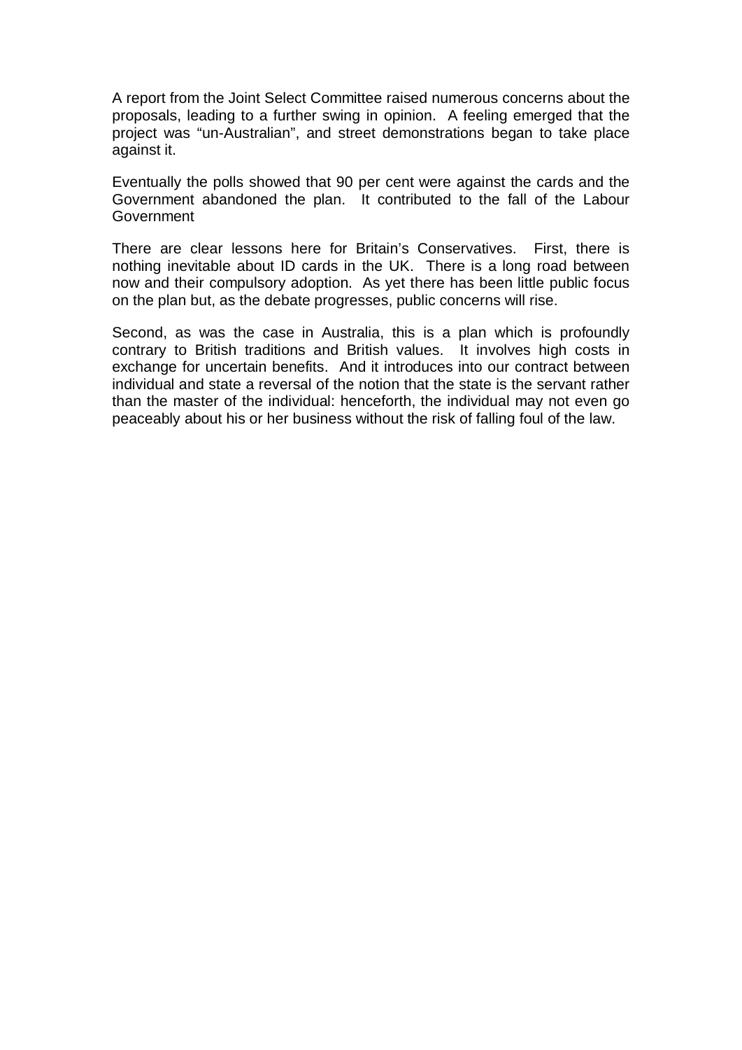A report from the Joint Select Committee raised numerous concerns about the proposals, leading to a further swing in opinion. A feeling emerged that the project was "un-Australian", and street demonstrations began to take place against it.

Eventually the polls showed that 90 per cent were against the cards and the Government abandoned the plan. It contributed to the fall of the Labour Government

There are clear lessons here for Britain's Conservatives. First, there is nothing inevitable about ID cards in the UK. There is a long road between now and their compulsory adoption. As yet there has been little public focus on the plan but, as the debate progresses, public concerns will rise.

Second, as was the case in Australia, this is a plan which is profoundly contrary to British traditions and British values. It involves high costs in exchange for uncertain benefits. And it introduces into our contract between individual and state a reversal of the notion that the state is the servant rather than the master of the individual: henceforth, the individual may not even go peaceably about his or her business without the risk of falling foul of the law.